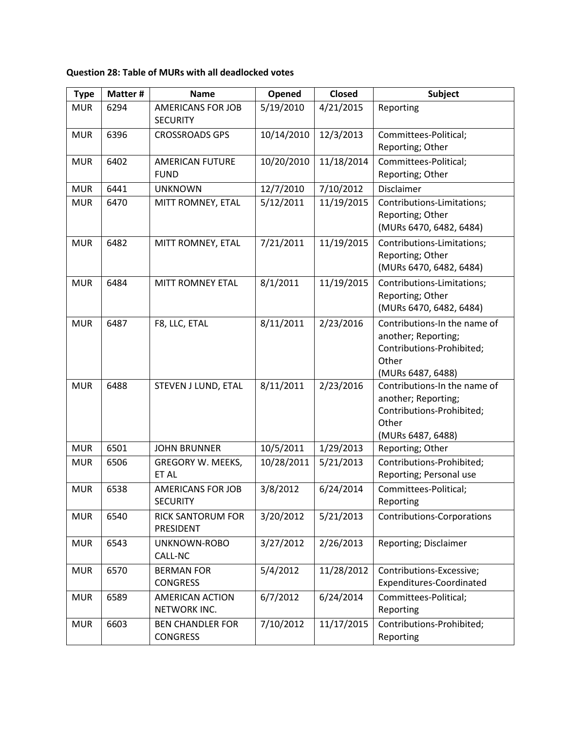**Question 28: Table of MURs with all deadlocked votes**

| Type | Matter # | Name | Opened | Closed | Subject |
|---|---|---|---|---|---|
| MUR | 6294 | AMERICANS FOR JOB SECURITY | 5/19/2010 | 4/21/2015 | Reporting |
| MUR | 6396 | CROSSROADS GPS | 10/14/2010 | 12/3/2013 | Committees-Political; Reporting; Other |
| MUR | 6402 | AMERICAN FUTURE FUND | 10/20/2010 | 11/18/2014 | Committees-Political; Reporting; Other |
| MUR | 6441 | UNKNOWN | 12/7/2010 | 7/10/2012 | Disclaimer |
| MUR | 6470 | MITT ROMNEY, ETAL | 5/12/2011 | 11/19/2015 | Contributions-Limitations; Reporting; Other (MURs 6470, 6482, 6484) |
| MUR | 6482 | MITT ROMNEY, ETAL | 7/21/2011 | 11/19/2015 | Contributions-Limitations; Reporting; Other (MURs 6470, 6482, 6484) |
| MUR | 6484 | MITT ROMNEY ETAL | 8/1/2011 | 11/19/2015 | Contributions-Limitations; Reporting; Other (MURs 6470, 6482, 6484) |
| MUR | 6487 | F8, LLC, ETAL | 8/11/2011 | 2/23/2016 | Contributions-In the name of another; Reporting; Contributions-Prohibited; Other (MURs 6487, 6488) |
| MUR | 6488 | STEVEN J LUND, ETAL | 8/11/2011 | 2/23/2016 | Contributions-In the name of another; Reporting; Contributions-Prohibited; Other (MURs 6487, 6488) |
| MUR | 6501 | JOHN BRUNNER | 10/5/2011 | 1/29/2013 | Reporting; Other |
| MUR | 6506 | GREGORY W. MEEKS, ET AL | 10/28/2011 | 5/21/2013 | Contributions-Prohibited; Reporting; Personal use |
| MUR | 6538 | AMERICANS FOR JOB SECURITY | 3/8/2012 | 6/24/2014 | Committees-Political; Reporting |
| MUR | 6540 | RICK SANTORUM FOR PRESIDENT | 3/20/2012 | 5/21/2013 | Contributions-Corporations |
| MUR | 6543 | UNKNOWN-ROBO CALL-NC | 3/27/2012 | 2/26/2013 | Reporting; Disclaimer |
| MUR | 6570 | BERMAN FOR CONGRESS | 5/4/2012 | 11/28/2012 | Contributions-Excessive; Expenditures-Coordinated |
| MUR | 6589 | AMERICAN ACTION NETWORK INC. | 6/7/2012 | 6/24/2014 | Committees-Political; Reporting |
| MUR | 6603 | BEN CHANDLER FOR CONGRESS | 7/10/2012 | 11/17/2015 | Contributions-Prohibited; Reporting |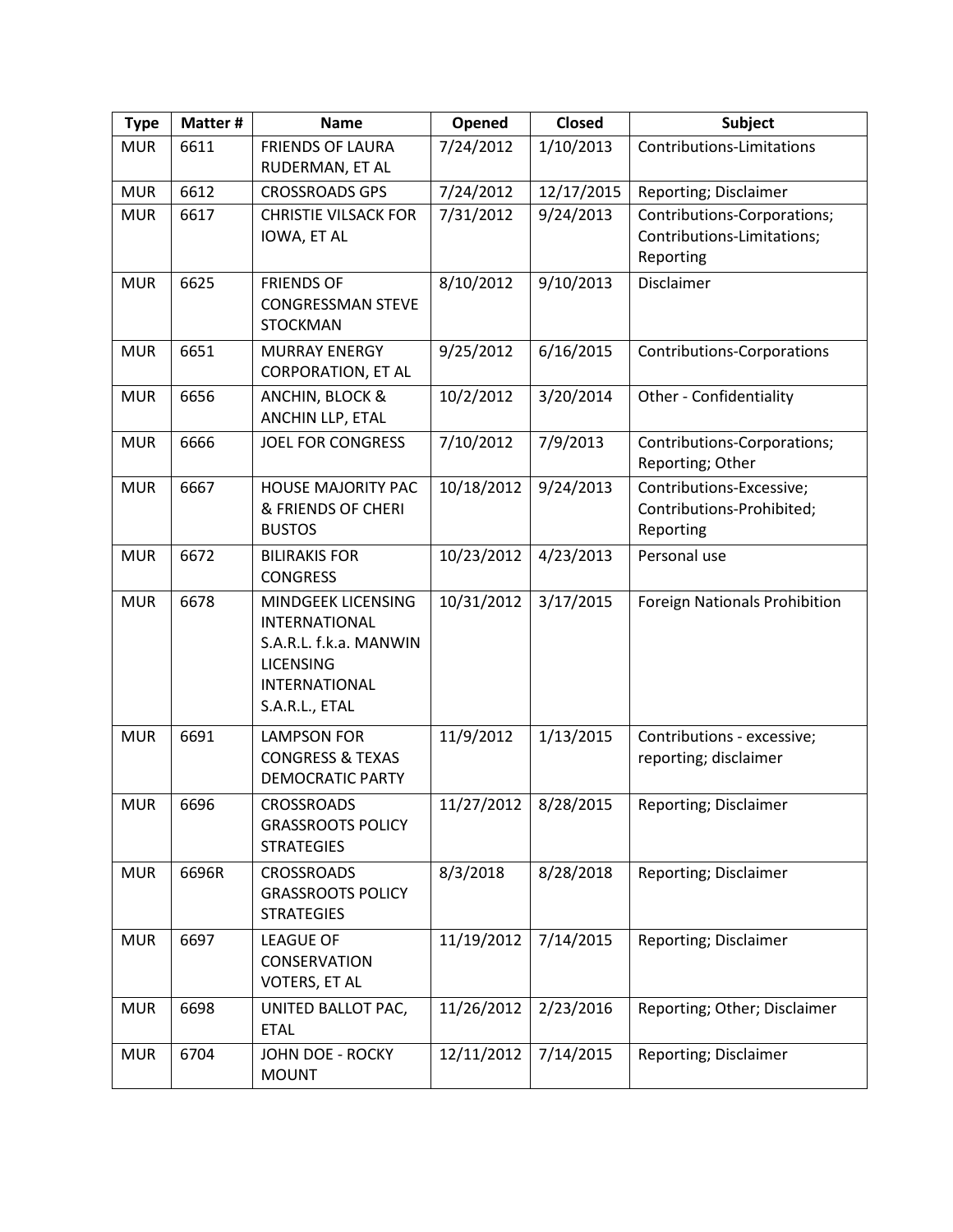| Type | Matter # | Name | Opened | Closed | Subject |
| --- | --- | --- | --- | --- | --- |
| MUR | 6611 | FRIENDS OF LAURA RUDERMAN, ET AL | 7/24/2012 | 1/10/2013 | Contributions-Limitations |
| MUR | 6612 | CROSSROADS GPS | 7/24/2012 | 12/17/2015 | Reporting; Disclaimer |
| MUR | 6617 | CHRISTIE VILSACK FOR IOWA, ET AL | 7/31/2012 | 9/24/2013 | Contributions-Corporations; Contributions-Limitations; Reporting |
| MUR | 6625 | FRIENDS OF CONGRESSMAN STEVE STOCKMAN | 8/10/2012 | 9/10/2013 | Disclaimer |
| MUR | 6651 | MURRAY ENERGY CORPORATION, ET AL | 9/25/2012 | 6/16/2015 | Contributions-Corporations |
| MUR | 6656 | ANCHIN, BLOCK & ANCHIN LLP, ETAL | 10/2/2012 | 3/20/2014 | Other - Confidentiality |
| MUR | 6666 | JOEL FOR CONGRESS | 7/10/2012 | 7/9/2013 | Contributions-Corporations; Reporting; Other |
| MUR | 6667 | HOUSE MAJORITY PAC & FRIENDS OF CHERI BUSTOS | 10/18/2012 | 9/24/2013 | Contributions-Excessive; Contributions-Prohibited; Reporting |
| MUR | 6672 | BILIRAKIS FOR CONGRESS | 10/23/2012 | 4/23/2013 | Personal use |
| MUR | 6678 | MINDGEEK LICENSING INTERNATIONAL S.A.R.L. f.k.a. MANWIN LICENSING INTERNATIONAL S.A.R.L., ETAL | 10/31/2012 | 3/17/2015 | Foreign Nationals Prohibition |
| MUR | 6691 | LAMPSON FOR CONGRESS & TEXAS DEMOCRATIC PARTY | 11/9/2012 | 1/13/2015 | Contributions - excessive; reporting; disclaimer |
| MUR | 6696 | CROSSROADS GRASSROOTS POLICY STRATEGIES | 11/27/2012 | 8/28/2015 | Reporting; Disclaimer |
| MUR | 6696R | CROSSROADS GRASSROOTS POLICY STRATEGIES | 8/3/2018 | 8/28/2018 | Reporting; Disclaimer |
| MUR | 6697 | LEAGUE OF CONSERVATION VOTERS, ET AL | 11/19/2012 | 7/14/2015 | Reporting; Disclaimer |
| MUR | 6698 | UNITED BALLOT PAC, ETAL | 11/26/2012 | 2/23/2016 | Reporting; Other; Disclaimer |
| MUR | 6704 | JOHN DOE - ROCKY MOUNT | 12/11/2012 | 7/14/2015 | Reporting; Disclaimer |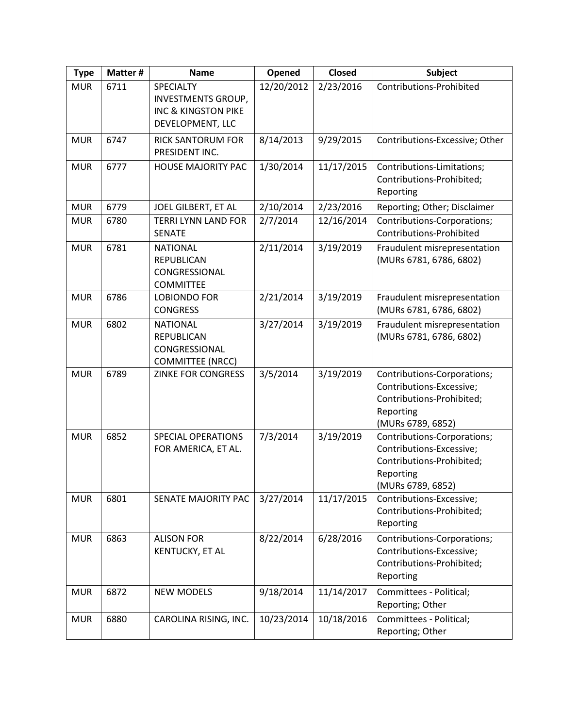| Type | Matter # | Name | Opened | Closed | Subject |
|---|---|---|---|---|---|
| MUR | 6711 | SPECIALTY INVESTMENTS GROUP, INC & KINGSTON PIKE DEVELOPMENT, LLC | 12/20/2012 | 2/23/2016 | Contributions-Prohibited |
| MUR | 6747 | RICK SANTORUM FOR PRESIDENT INC. | 8/14/2013 | 9/29/2015 | Contributions-Excessive; Other |
| MUR | 6777 | HOUSE MAJORITY PAC | 1/30/2014 | 11/17/2015 | Contributions-Limitations; Contributions-Prohibited; Reporting |
| MUR | 6779 | JOEL GILBERT, ET AL | 2/10/2014 | 2/23/2016 | Reporting; Other; Disclaimer |
| MUR | 6780 | TERRI LYNN LAND FOR SENATE | 2/7/2014 | 12/16/2014 | Contributions-Corporations; Contributions-Prohibited |
| MUR | 6781 | NATIONAL REPUBLICAN CONGRESSIONAL COMMITTEE | 2/11/2014 | 3/19/2019 | Fraudulent misrepresentation (MURs 6781, 6786, 6802) |
| MUR | 6786 | LOBIONDO FOR CONGRESS | 2/21/2014 | 3/19/2019 | Fraudulent misrepresentation (MURs 6781, 6786, 6802) |
| MUR | 6802 | NATIONAL REPUBLICAN CONGRESSIONAL COMMITTEE (NRCC) | 3/27/2014 | 3/19/2019 | Fraudulent misrepresentation (MURs 6781, 6786, 6802) |
| MUR | 6789 | ZINKE FOR CONGRESS | 3/5/2014 | 3/19/2019 | Contributions-Corporations; Contributions-Excessive; Contributions-Prohibited; Reporting (MURs 6789, 6852) |
| MUR | 6852 | SPECIAL OPERATIONS FOR AMERICA, ET AL. | 7/3/2014 | 3/19/2019 | Contributions-Corporations; Contributions-Excessive; Contributions-Prohibited; Reporting (MURs 6789, 6852) |
| MUR | 6801 | SENATE MAJORITY PAC | 3/27/2014 | 11/17/2015 | Contributions-Excessive; Contributions-Prohibited; Reporting |
| MUR | 6863 | ALISON FOR KENTUCKY, ET AL | 8/22/2014 | 6/28/2016 | Contributions-Corporations; Contributions-Excessive; Contributions-Prohibited; Reporting |
| MUR | 6872 | NEW MODELS | 9/18/2014 | 11/14/2017 | Committees - Political; Reporting; Other |
| MUR | 6880 | CAROLINA RISING, INC. | 10/23/2014 | 10/18/2016 | Committees - Political; Reporting; Other |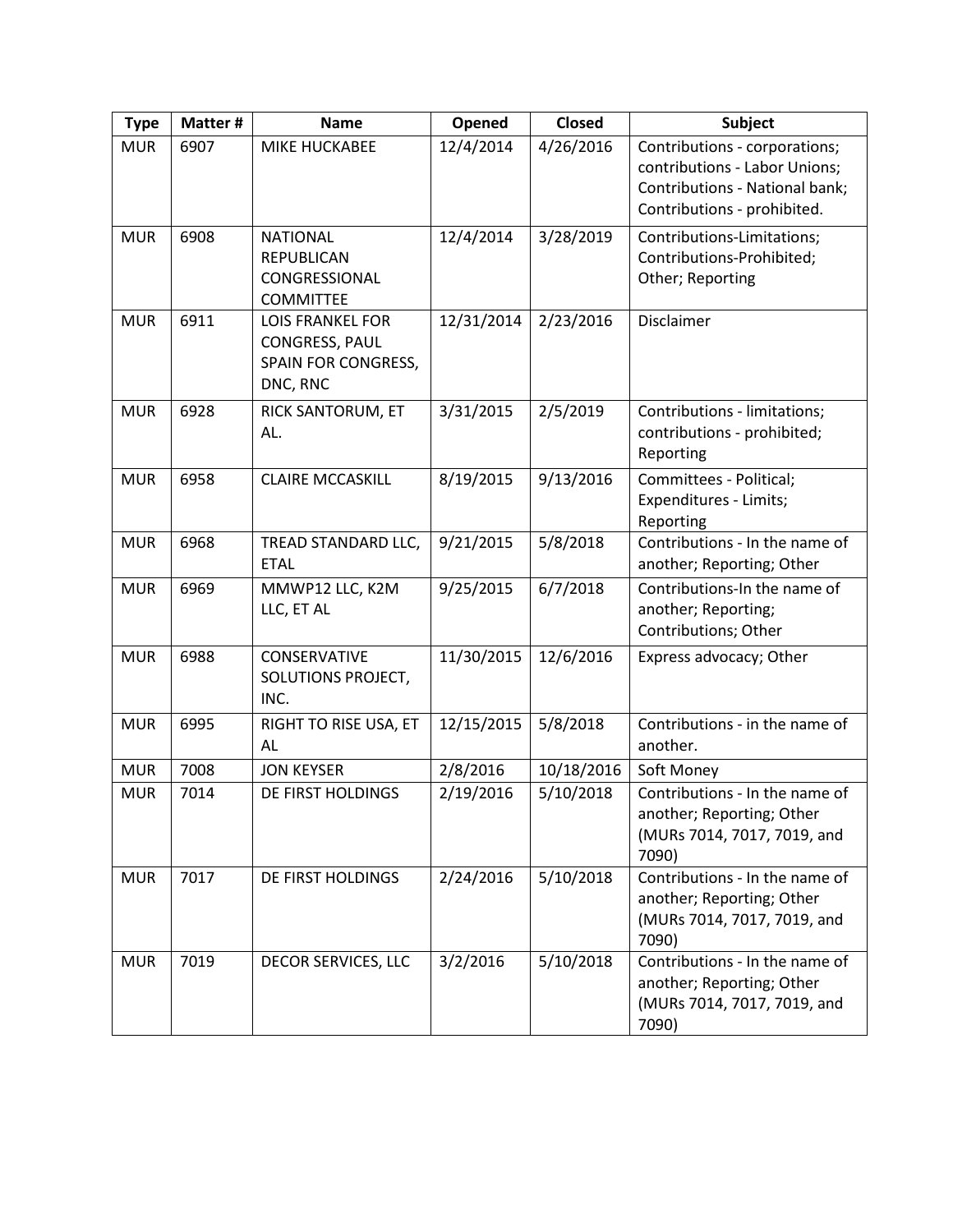| Type | Matter # | Name | Opened | Closed | Subject |
|---|---|---|---|---|---|
| MUR | 6907 | MIKE HUCKABEE | 12/4/2014 | 4/26/2016 | Contributions - corporations; contributions - Labor Unions; Contributions - National bank; Contributions - prohibited. |
| MUR | 6908 | NATIONAL REPUBLICAN CONGRESSIONAL COMMITTEE | 12/4/2014 | 3/28/2019 | Contributions-Limitations; Contributions-Prohibited; Other; Reporting |
| MUR | 6911 | LOIS FRANKEL FOR CONGRESS, PAUL SPAIN FOR CONGRESS, DNC, RNC | 12/31/2014 | 2/23/2016 | Disclaimer |
| MUR | 6928 | RICK SANTORUM, ET AL. | 3/31/2015 | 2/5/2019 | Contributions - limitations; contributions - prohibited; Reporting |
| MUR | 6958 | CLAIRE MCCASKILL | 8/19/2015 | 9/13/2016 | Committees - Political; Expenditures - Limits; Reporting |
| MUR | 6968 | TREAD STANDARD LLC, ETAL | 9/21/2015 | 5/8/2018 | Contributions - In the name of another; Reporting; Other |
| MUR | 6969 | MMWP12 LLC, K2M LLC, ET AL | 9/25/2015 | 6/7/2018 | Contributions-In the name of another; Reporting; Contributions; Other |
| MUR | 6988 | CONSERVATIVE SOLUTIONS PROJECT, INC. | 11/30/2015 | 12/6/2016 | Express advocacy; Other |
| MUR | 6995 | RIGHT TO RISE USA, ET AL | 12/15/2015 | 5/8/2018 | Contributions - in the name of another. |
| MUR | 7008 | JON KEYSER | 2/8/2016 | 10/18/2016 | Soft Money |
| MUR | 7014 | DE FIRST HOLDINGS | 2/19/2016 | 5/10/2018 | Contributions - In the name of another; Reporting; Other (MURs 7014, 7017, 7019, and 7090) |
| MUR | 7017 | DE FIRST HOLDINGS | 2/24/2016 | 5/10/2018 | Contributions - In the name of another; Reporting; Other (MURs 7014, 7017, 7019, and 7090) |
| MUR | 7019 | DECOR SERVICES, LLC | 3/2/2016 | 5/10/2018 | Contributions - In the name of another; Reporting; Other (MURs 7014, 7017, 7019, and 7090) |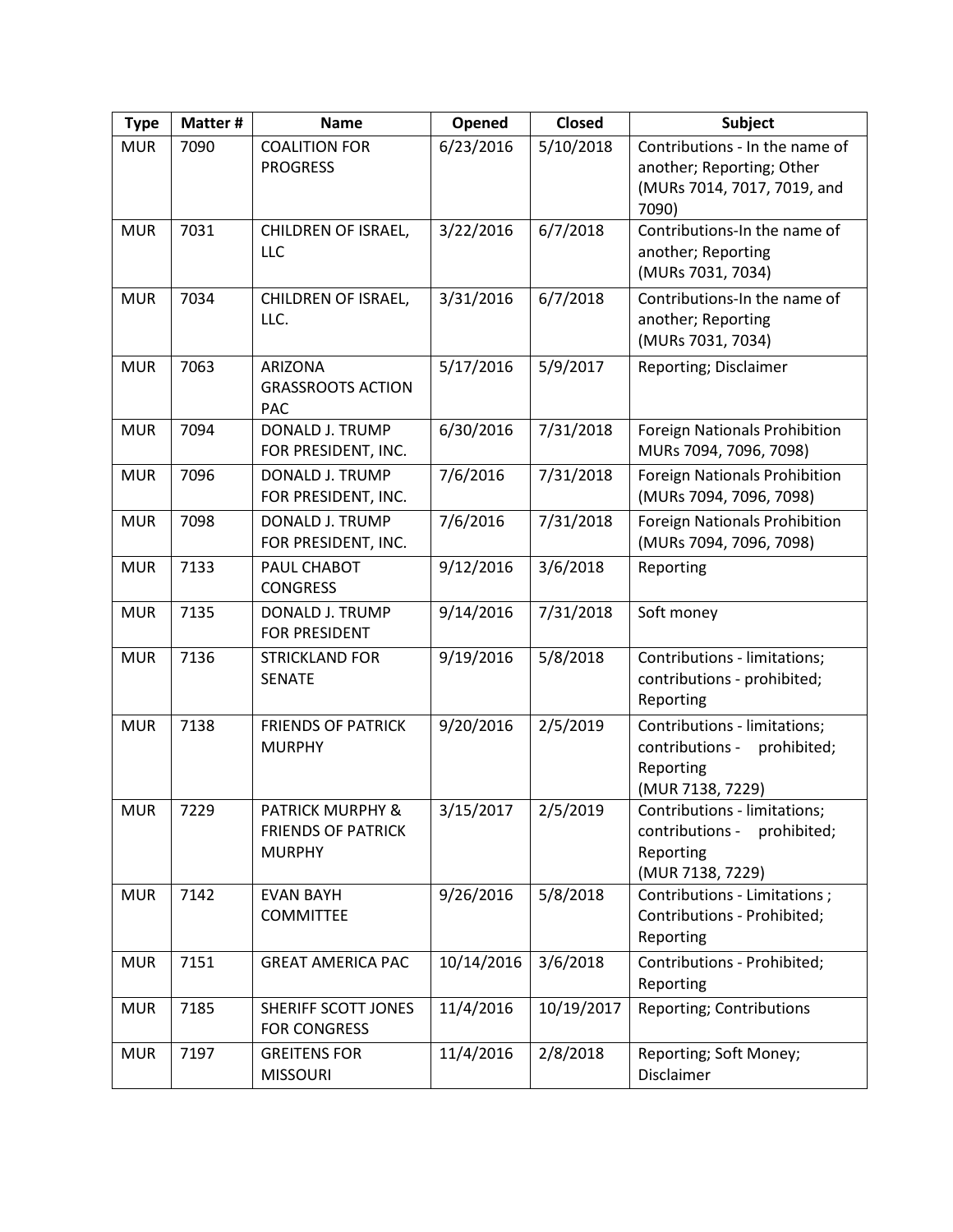| Type | Matter # | Name | Opened | Closed | Subject |
| --- | --- | --- | --- | --- | --- |
| MUR | 7090 | COALITION FOR PROGRESS | 6/23/2016 | 5/10/2018 | Contributions - In the name of another; Reporting; Other (MURs 7014, 7017, 7019, and 7090) |
| MUR | 7031 | CHILDREN OF ISRAEL, LLC | 3/22/2016 | 6/7/2018 | Contributions-In the name of another; Reporting (MURs 7031, 7034) |
| MUR | 7034 | CHILDREN OF ISRAEL, LLC. | 3/31/2016 | 6/7/2018 | Contributions-In the name of another; Reporting (MURs 7031, 7034) |
| MUR | 7063 | ARIZONA GRASSROOTS ACTION PAC | 5/17/2016 | 5/9/2017 | Reporting; Disclaimer |
| MUR | 7094 | DONALD J. TRUMP FOR PRESIDENT, INC. | 6/30/2016 | 7/31/2018 | Foreign Nationals Prohibition MURs 7094, 7096, 7098) |
| MUR | 7096 | DONALD J. TRUMP FOR PRESIDENT, INC. | 7/6/2016 | 7/31/2018 | Foreign Nationals Prohibition (MURs 7094, 7096, 7098) |
| MUR | 7098 | DONALD J. TRUMP FOR PRESIDENT, INC. | 7/6/2016 | 7/31/2018 | Foreign Nationals Prohibition (MURs 7094, 7096, 7098) |
| MUR | 7133 | PAUL CHABOT CONGRESS | 9/12/2016 | 3/6/2018 | Reporting |
| MUR | 7135 | DONALD J. TRUMP FOR PRESIDENT | 9/14/2016 | 7/31/2018 | Soft money |
| MUR | 7136 | STRICKLAND FOR SENATE | 9/19/2016 | 5/8/2018 | Contributions - limitations; contributions - prohibited; Reporting |
| MUR | 7138 | FRIENDS OF PATRICK MURPHY | 9/20/2016 | 2/5/2019 | Contributions - limitations; contributions - prohibited; Reporting (MUR 7138, 7229) |
| MUR | 7229 | PATRICK MURPHY & FRIENDS OF PATRICK MURPHY | 3/15/2017 | 2/5/2019 | Contributions - limitations; contributions - prohibited; Reporting (MUR 7138, 7229) |
| MUR | 7142 | EVAN BAYH COMMITTEE | 9/26/2016 | 5/8/2018 | Contributions - Limitations ; Contributions - Prohibited; Reporting |
| MUR | 7151 | GREAT AMERICA PAC | 10/14/2016 | 3/6/2018 | Contributions - Prohibited; Reporting |
| MUR | 7185 | SHERIFF SCOTT JONES FOR CONGRESS | 11/4/2016 | 10/19/2017 | Reporting; Contributions |
| MUR | 7197 | GREITENS FOR MISSOURI | 11/4/2016 | 2/8/2018 | Reporting; Soft Money; Disclaimer |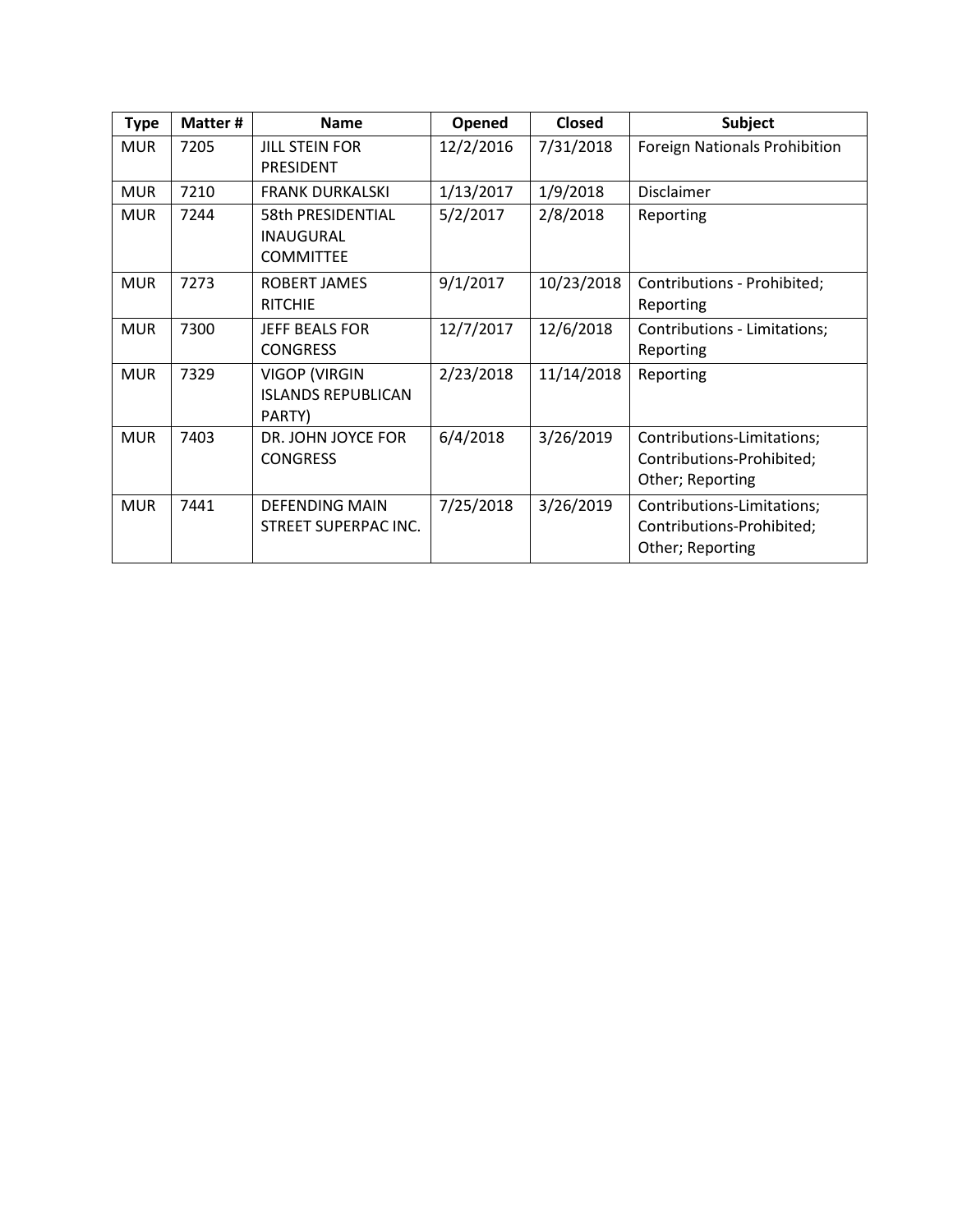| Type | Matter # | Name | Opened | Closed | Subject |
| --- | --- | --- | --- | --- | --- |
| MUR | 7205 | JILL STEIN FOR PRESIDENT | 12/2/2016 | 7/31/2018 | Foreign Nationals Prohibition |
| MUR | 7210 | FRANK DURKALSKI | 1/13/2017 | 1/9/2018 | Disclaimer |
| MUR | 7244 | 58th PRESIDENTIAL INAUGURAL COMMITTEE | 5/2/2017 | 2/8/2018 | Reporting |
| MUR | 7273 | ROBERT JAMES RITCHIE | 9/1/2017 | 10/23/2018 | Contributions - Prohibited; Reporting |
| MUR | 7300 | JEFF BEALS FOR CONGRESS | 12/7/2017 | 12/6/2018 | Contributions - Limitations; Reporting |
| MUR | 7329 | VIGOP (VIRGIN ISLANDS REPUBLICAN PARTY) | 2/23/2018 | 11/14/2018 | Reporting |
| MUR | 7403 | DR. JOHN JOYCE FOR CONGRESS | 6/4/2018 | 3/26/2019 | Contributions-Limitations; Contributions-Prohibited; Other; Reporting |
| MUR | 7441 | DEFENDING MAIN STREET SUPERPAC INC. | 7/25/2018 | 3/26/2019 | Contributions-Limitations; Contributions-Prohibited; Other; Reporting |